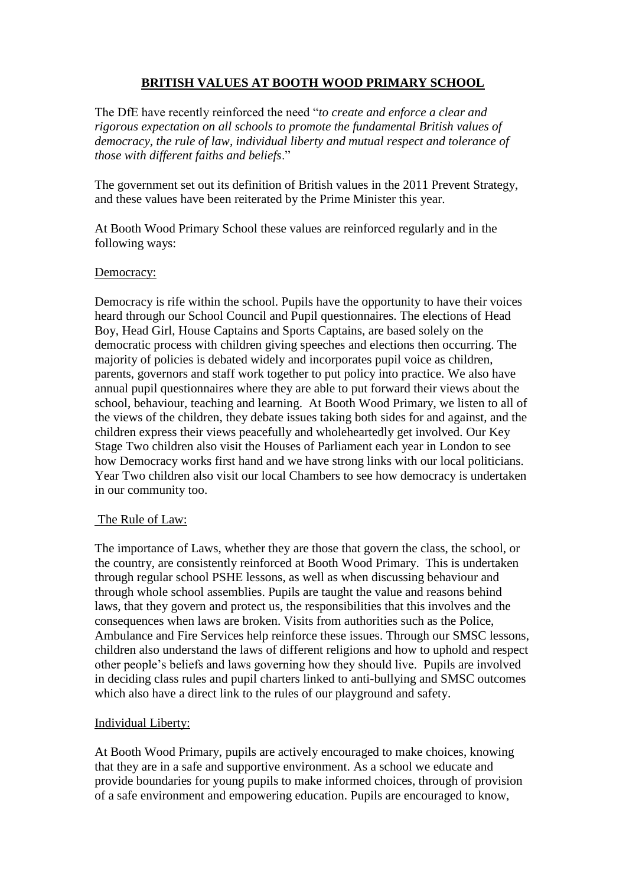# BRITISH VALUES AT BOOTH WOOD PRIMARY SCHOOL

The DfE have recently reinforced the need "*to create and enforce a clear and rigorous expectation on all schools to promote the fundamental British values of democracy, the rule of law, individual liberty and mutual respect and tolerance of those with different faiths and beliefs*."

The government set out its definition of British values in the 2011 Prevent Strategy, and these values have been reiterated by the Prime Minister this year.

At Booth Wood Primary School these values are reinforced regularly and in the following ways:

## Democracy:

Democracy is rife within the school. Pupils have the opportunity to have their voices heard through our School Council and Pupil questionnaires. The elections of Head Boy, Head Girl, House Captains and Sports Captains, are based solely on the democratic process with children giving speeches and elections then occurring. The majority of policies is debated widely and incorporates pupil voice as children, parents, governors and staff work together to put policy into practice. We also have annual pupil questionnaires where they are able to put forward their views about the school, behaviour, teaching and learning. At Booth Wood Primary, we listen to all of the views of the children, they debate issues taking both sides for and against, and the children express their views peacefully and wholeheartedly get involved. Our Key Stage Two children also visit the Houses of Parliament each year in London to see how Democracy works first hand and we have strong links with our local politicians. Year Two children also visit our local Chambers to see how democracy is undertaken in our community too.

## The Rule of Law:

The importance of Laws, whether they are those that govern the class, the school, or the country, are consistently reinforced at Booth Wood Primary. This is undertaken through regular school PSHE lessons, as well as when discussing behaviour and through whole school assemblies. Pupils are taught the value and reasons behind laws, that they govern and protect us, the responsibilities that this involves and the consequences when laws are broken. Visits from authorities such as the Police, Ambulance and Fire Services help reinforce these issues. Through our SMSC lessons, children also understand the laws of different religions and how to uphold and respect other people's beliefs and laws governing how they should live. Pupils are involved in deciding class rules and pupil charters linked to anti-bullying and SMSC outcomes which also have a direct link to the rules of our playground and safety.

## Individual Liberty:

At Booth Wood Primary, pupils are actively encouraged to make choices, knowing that they are in a safe and supportive environment. As a school we educate and provide boundaries for young pupils to make informed choices, through of provision of a safe environment and empowering education. Pupils are encouraged to know,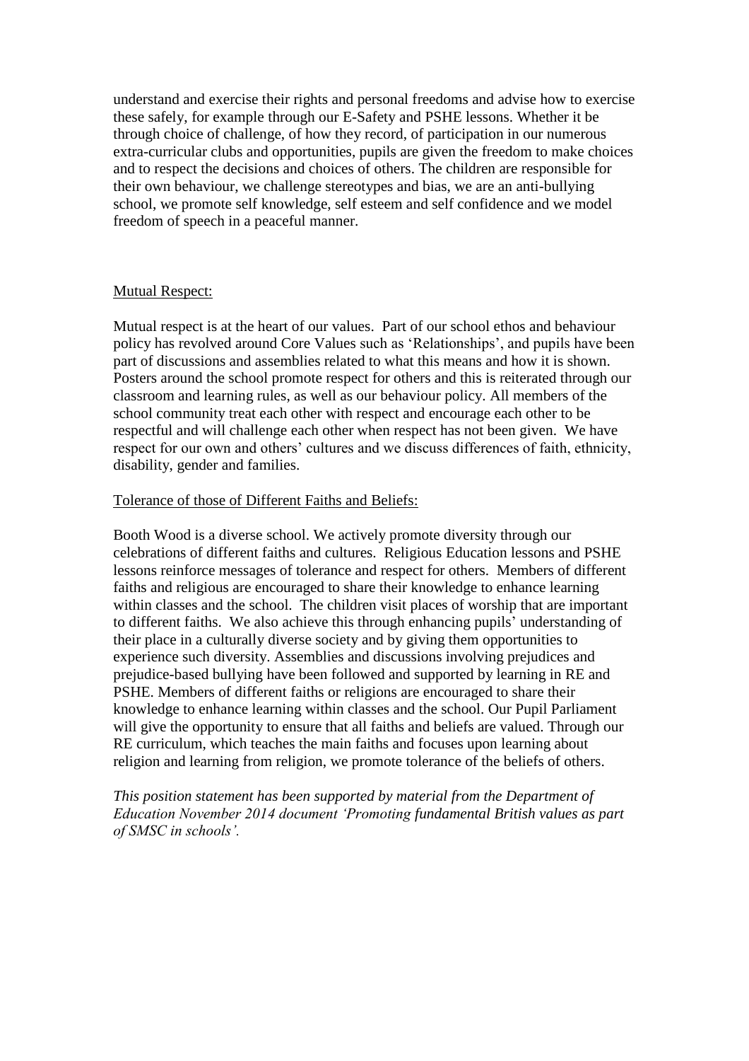understand and exercise their rights and personal freedoms and advise how to exercise these safely, for example through our E-Safety and PSHE lessons. Whether it be through choice of challenge, of how they record, of participation in our numerous extra-curricular clubs and opportunities, pupils are given the freedom to make choices and to respect the decisions and choices of others. The children are responsible for their own behaviour, we challenge stereotypes and bias, we are an anti-bullying school, we promote self knowledge, self esteem and self confidence and we model freedom of speech in a peaceful manner.

## Mutual Respect:

Mutual respect is at the heart of our values. Part of our school ethos and behaviour policy has revolved around Core Values such as 'Relationships', and pupils have been part of discussions and assemblies related to what this means and how it is shown. Posters around the school promote respect for others and this is reiterated through our classroom and learning rules, as well as our behaviour policy. All members of the school community treat each other with respect and encourage each other to be respectful and will challenge each other when respect has not been given. We have respect for our own and others' cultures and we discuss differences of faith, ethnicity, disability, gender and families.

## Tolerance of those of Different Faiths and Beliefs:

Booth Wood is a diverse school. We actively promote diversity through our celebrations of different faiths and cultures. Religious Education lessons and PSHE lessons reinforce messages of tolerance and respect for others. Members of different faiths and religious are encouraged to share their knowledge to enhance learning within classes and the school. The children visit places of worship that are important to different faiths. We also achieve this through enhancing pupils' understanding of their place in a culturally diverse society and by giving them opportunities to experience such diversity. Assemblies and discussions involving prejudices and prejudice-based bullying have been followed and supported by learning in RE and PSHE. Members of different faiths or religions are encouraged to share their knowledge to enhance learning within classes and the school. Our Pupil Parliament will give the opportunity to ensure that all faiths and beliefs are valued. Through our RE curriculum, which teaches the main faiths and focuses upon learning about religion and learning from religion, we promote tolerance of the beliefs of others.

*This position statement has been supported by material from the Department of Education November 2014 document 'Promoting fundamental British values as part of SMSC in schools'.*